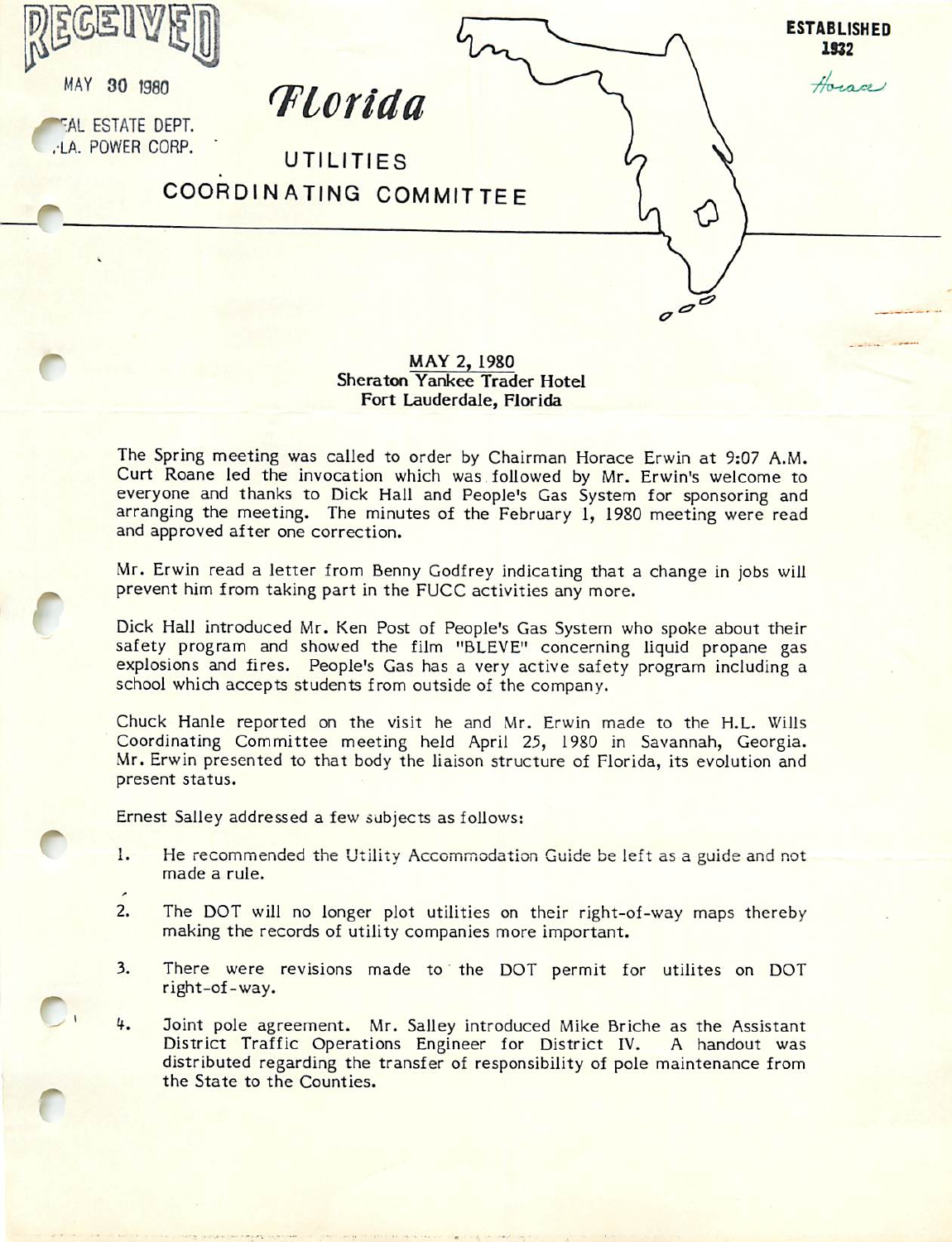RECEIVED

MAY 30 1980

REAL ESTATE DEPT.
FLA. POWER CORP.

# Florida UTILITIES COORDINATING COMMITTEE

ESTABLISHED 1932

Horace

MAY 2, 1980
**Sheraton Yankee Trader Hotel**
**Fort Lauderdale, Florida**

The Spring meeting was called to order by Chairman Horace Erwin at 9:07 A.M. Curt Roane led the invocation which was followed by Mr. Erwin's welcome to everyone and thanks to Dick Hall and People's Gas System for sponsoring and arranging the meeting. The minutes of the February 1, 1980 meeting were read and approved after one correction.

Mr. Erwin read a letter from Benny Godfrey indicating that a change in jobs will prevent him from taking part in the FUCC activities any more.

Dick Hall introduced Mr. Ken Post of People's Gas System who spoke about their safety program and showed the film "BLEVE" concerning liquid propane gas explosions and fires. People's Gas has a very active safety program including a school which accepts students from outside of the company.

Chuck Hanle reported on the visit he and Mr. Erwin made to the H.L. Wills Coordinating Committee meeting held April 25, 1980 in Savannah, Georgia. Mr. Erwin presented to that body the liaison structure of Florida, its evolution and present status.

Ernest Salley addressed a few subjects as follows:

1. He recommended the Utility Accommodation Guide be left as a guide and not made a rule.
2. The DOT will no longer plot utilities on their right-of-way maps thereby making the records of utility companies more important.
3. There were revisions made to the DOT permit for utilites on DOT right-of-way.
4. Joint pole agreement. Mr. Salley introduced Mike Briche as the Assistant District Traffic Operations Engineer for District IV. A handout was distributed regarding the transfer of responsibility of pole maintenance from the State to the Counties.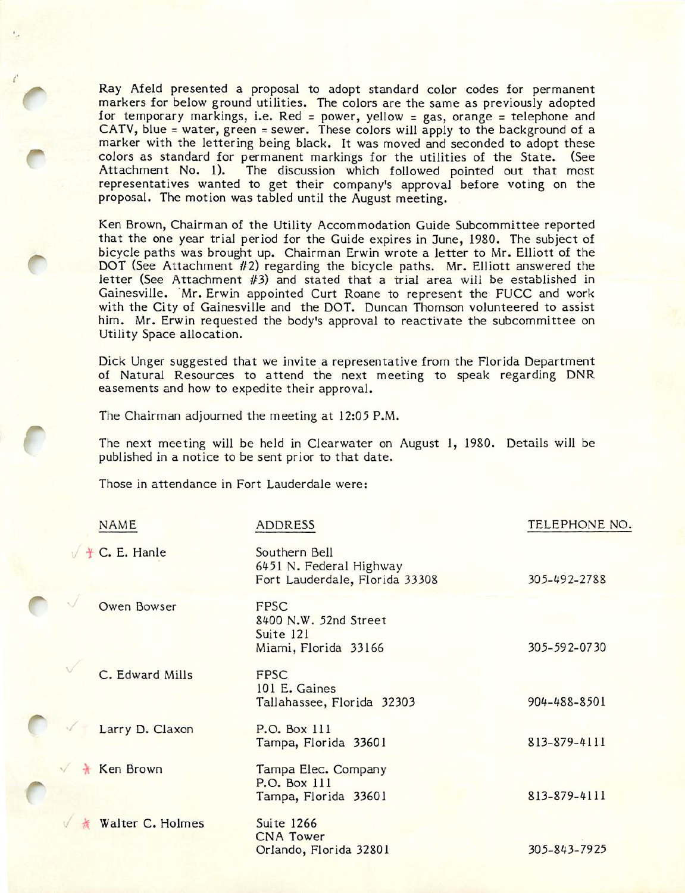Ray Afeld presented a proposal to adopt standard color codes for permanent markers for below ground utilities. The colors are the same as previously adopted for temporary markings, i.e. Red = power, yellow = gas, orange = telephone and CATV, blue = water, green = sewer. These colors will apply to the background of a marker with the lettering being black. It was moved and seconded to adopt these colors as standard for permanent markings for the utilities of the State. (See Attachment No. 1). The discussion which followed pointed out that most representatives wanted to get their company's approval before voting on the proposal. The motion was tabled until the August meeting.

Ken Brown, Chairman of the Utility Accommodation Guide Subcommittee reported that the one year trial period for the Guide expires in June, 1980. The subject of bicycle paths was brought up. Chairman Erwin wrote a letter to Mr. Elliott of the DOT (See Attachment #2) regarding the bicycle paths. Mr. Elliott answered the letter (See Attachment #3) and stated that a trial area will be established in Gainesville. Mr. Erwin appointed Curt Roane to represent the FUCC and work with the City of Gainesville and the DOT. Duncan Thomson volunteered to assist him. Mr. Erwin requested the body's approval to reactivate the subcommittee on Utility Space allocation.

Dick Unger suggested that we invite a representative from the Florida Department of Natural Resources to attend the next meeting to speak regarding DNR easements and how to expedite their approval.

The Chairman adjourned the meeting at 12:05 P.M.

The next meeting will be held in Clearwater on August 1, 1980. Details will be published in a notice to be sent prior to that date.

Those in attendance in Fort Lauderdale were:

| NAME | ADDRESS | TELEPHONE NO. |
|---|---|---|
| C. E. Hanle | Southern Bell<br>6451 N. Federal Highway<br>Fort Lauderdale, Florida 33308 | 305-492-2788 |
| Owen Bowser | FPSC<br>8400 N.W. 52nd Street<br>Suite 121<br>Miami, Florida 33166 | 305-592-0730 |
| C. Edward Mills | FPSC<br>101 E. Gaines<br>Tallahassee, Florida 32303 | 904-488-8501 |
| Larry D. Claxon | P.O. Box 111<br>Tampa, Florida 33601 | 813-879-4111 |
| Ken Brown | Tampa Elec. Company<br>P.O. Box 111<br>Tampa, Florida 33601 | 813-879-4111 |
| Walter C. Holmes | Suite 1266<br>CNA Tower<br>Orlando, Florida 32801 | 305-843-7925 |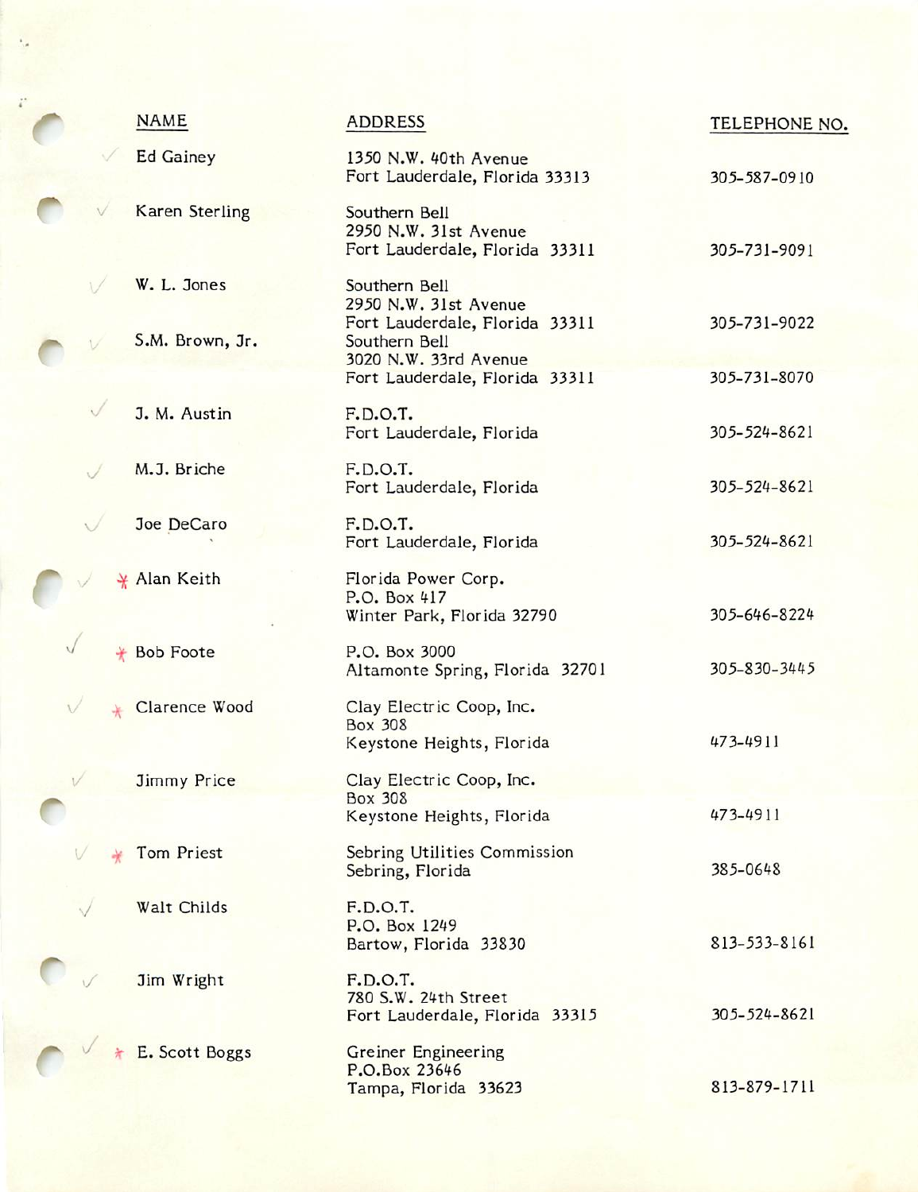| NAME | ADDRESS | TELEPHONE NO. |
|---|---|---|
| Ed Gainey | 1350 N.W. 40th Avenue<br>Fort Lauderdale, Florida 33313 | 305-587-0910 |
| Karen Sterling | Southern Bell<br>2950 N.W. 31st Avenue<br>Fort Lauderdale, Florida 33311 | 305-731-9091 |
| W. L. Jones | Southern Bell<br>2950 N.W. 31st Avenue<br>Fort Lauderdale, Florida 33311 | 305-731-9022 |
| S.M. Brown, Jr. | Southern Bell<br>3020 N.W. 33rd Avenue<br>Fort Lauderdale, Florida 33311 | 305-731-8070 |
| J. M. Austin | F.D.O.T.<br>Fort Lauderdale, Florida | 305-524-8621 |
| M.J. Briche | F.D.O.T.<br>Fort Lauderdale, Florida | 305-524-8621 |
| Joe DeCaro | F.D.O.T.<br>Fort Lauderdale, Florida | 305-524-8621 |
| * Alan Keith | Florida Power Corp.<br>P.O. Box 417<br>Winter Park, Florida 32790 | 305-646-8224 |
| * Bob Foote | P.O. Box 3000<br>Altamonte Spring, Florida 32701 | 305-830-3445 |
| * Clarence Wood | Clay Electric Coop, Inc.<br>Box 308<br>Keystone Heights, Florida | 473-4911 |
| Jimmy Price | Clay Electric Coop, Inc.<br>Box 308<br>Keystone Heights, Florida | 473-4911 |
| * Tom Priest | Sebring Utilities Commission<br>Sebring, Florida | 385-0648 |
| Walt Childs | F.D.O.T.<br>P.O. Box 1249<br>Bartow, Florida 33830 | 813-533-8161 |
| Jim Wright | F.D.O.T.<br>780 S.W. 24th Street<br>Fort Lauderdale, Florida 33315 | 305-524-8621 |
| * E. Scott Boggs | Greiner Engineering<br>P.O.Box 23646<br>Tampa, Florida 33623 | 813-879-1711 |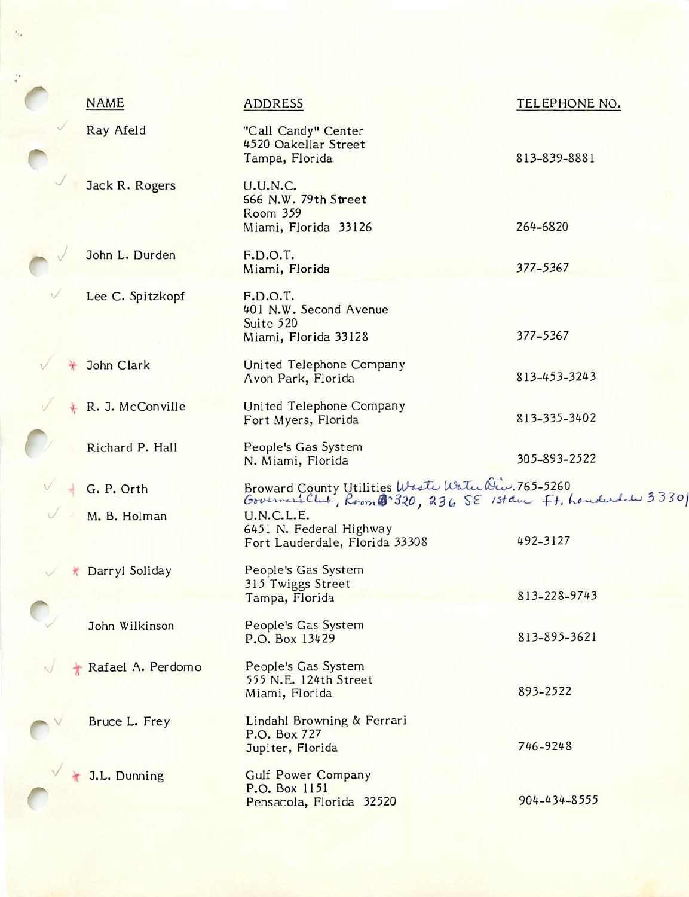| NAME | ADDRESS | TELEPHONE NO. |
|---|---|---|
| Ray Afeld | "Call Candy" Center<br>4520 Oakellar Street<br>Tampa, Florida | 813-839-8881 |
| Jack R. Rogers | U.U.N.C.<br>666 N.W. 79th Street<br>Room 359<br>Miami, Florida 33126 | 264-6820 |
| John L. Durden | F.D.O.T.<br>Miami, Florida | 377-5367 |
| Lee C. Spitzkopf | F.D.O.T.<br>401 N.W. Second Avenue<br>Suite 520<br>Miami, Florida 33128 | 377-5367 |
| * John Clark | United Telephone Company<br>Avon Park, Florida | 813-453-3243 |
| * R. J. McConville | United Telephone Company<br>Fort Myers, Florida | 813-335-3402 |
| Richard P. Hall | People's Gas System<br>N. Miami, Florida | 305-893-2522 |
| * G. P. Orth | Broward County Utilities Waste Water Div.<br>Governor's Club, Room 320, 236 SE 1st Ave Ft. Lauderdale 33301 | 765-5260 |
| M. B. Holman | U.N.C.L.E.<br>6451 N. Federal Highway<br>Fort Lauderdale, Florida 33308 | 492-3127 |
| * Darryl Soliday | People's Gas System<br>315 Twiggs Street<br>Tampa, Florida | 813-228-9743 |
| John Wilkinson | People's Gas System<br>P.O. Box 13429 | 813-895-3621 |
| * Rafael A. Perdomo | People's Gas System<br>555 N.E. 124th Street<br>Miami, Florida | 893-2522 |
| Bruce L. Frey | Lindahl Browning & Ferrari<br>P.O. Box 727<br>Jupiter, Florida | 746-9248 |
| * J.L. Dunning | Gulf Power Company<br>P.O. Box 1151<br>Pensacola, Florida 32520 | 904-434-8555 |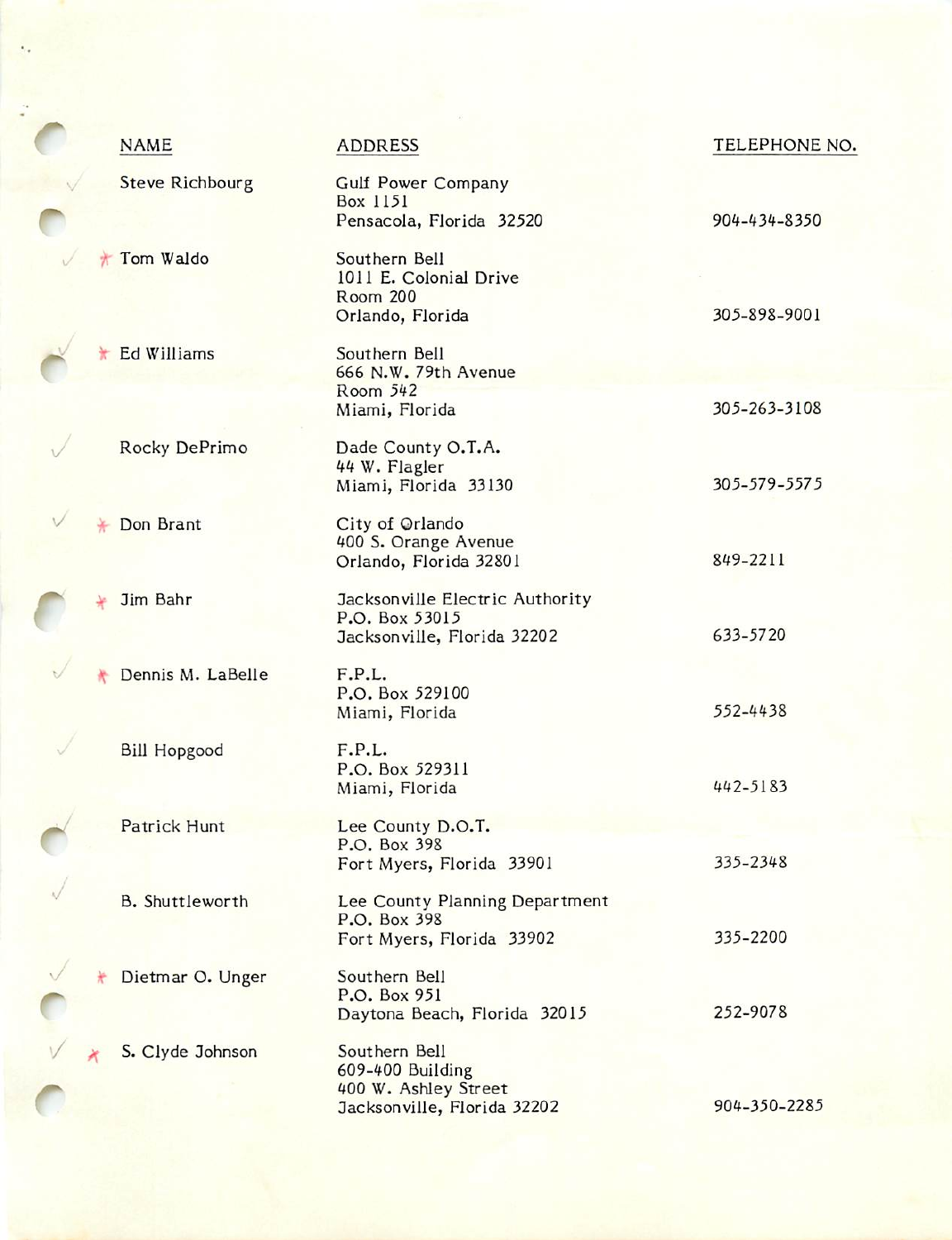| NAME | ADDRESS | TELEPHONE NO. |
|---|---|---|
| Steve Richbourg | Gulf Power Company<br>Box 1151<br>Pensacola, Florida 32520 | 904-434-8350 |
| * Tom Waldo | Southern Bell<br>1011 E. Colonial Drive<br>Room 200<br>Orlando, Florida | 305-898-9001 |
| * Ed Williams | Southern Bell<br>666 N.W. 79th Avenue<br>Room 542<br>Miami, Florida | 305-263-3108 |
| Rocky DePrimo | Dade County O.T.A.<br>44 W. Flagler<br>Miami, Florida 33130 | 305-579-5575 |
| * Don Brant | City of Orlando<br>400 S. Orange Avenue<br>Orlando, Florida 32801 | 849-2211 |
| * Jim Bahr | Jacksonville Electric Authority<br>P.O. Box 53015<br>Jacksonville, Florida 32202 | 633-5720 |
| * Dennis M. LaBelle | F.P.L.<br>P.O. Box 529100<br>Miami, Florida | 552-4438 |
| Bill Hopgood | F.P.L.<br>P.O. Box 529311<br>Miami, Florida | 442-5183 |
| Patrick Hunt | Lee County D.O.T.<br>P.O. Box 398<br>Fort Myers, Florida 33901 | 335-2348 |
| B. Shuttleworth | Lee County Planning Department<br>P.O. Box 398<br>Fort Myers, Florida 33902 | 335-2200 |
| * Dietmar O. Unger | Southern Bell<br>P.O. Box 951<br>Daytona Beach, Florida 32015 | 252-9078 |
| * S. Clyde Johnson | Southern Bell<br>609-400 Building<br>400 W. Ashley Street<br>Jacksonville, Florida 32202 | 904-350-2285 |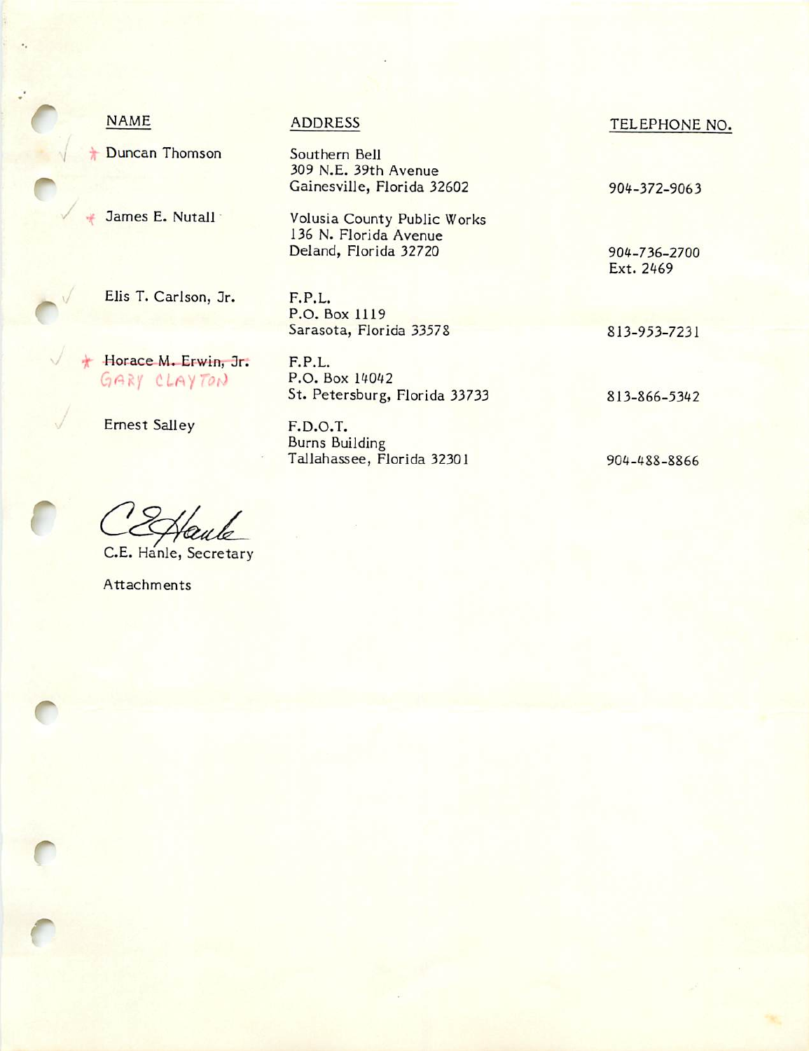| NAME | ADDRESS | TELEPHONE NO. |
|---|---|---|
| * Duncan Thomson | Southern Bell<br>309 N.E. 39th Avenue<br>Gainesville, Florida 32602 | 904-372-9063 |
| * James E. Nutall | Volusia County Public Works<br>136 N. Florida Avenue<br>Deland, Florida 32720 | 904-736-2700<br>Ext. 2469 |
| Elis T. Carlson, Jr. | F.P.L.<br>P.O. Box 1119<br>Sarasota, Florida 33578 | 813-953-7231 |
| * ~~Horace M. Erwin, Jr.~~<br>GARY CLAYTON | F.P.L.<br>P.O. Box 14042<br>St. Petersburg, Florida 33733 | 813-866-5342 |
| Ernest Salley | F.D.O.T.<br>Burns Building<br>Tallahassee, Florida 32301 | 904-488-8866 |

C.E. Hanle

C.E. Hanle, Secretary

Attachments